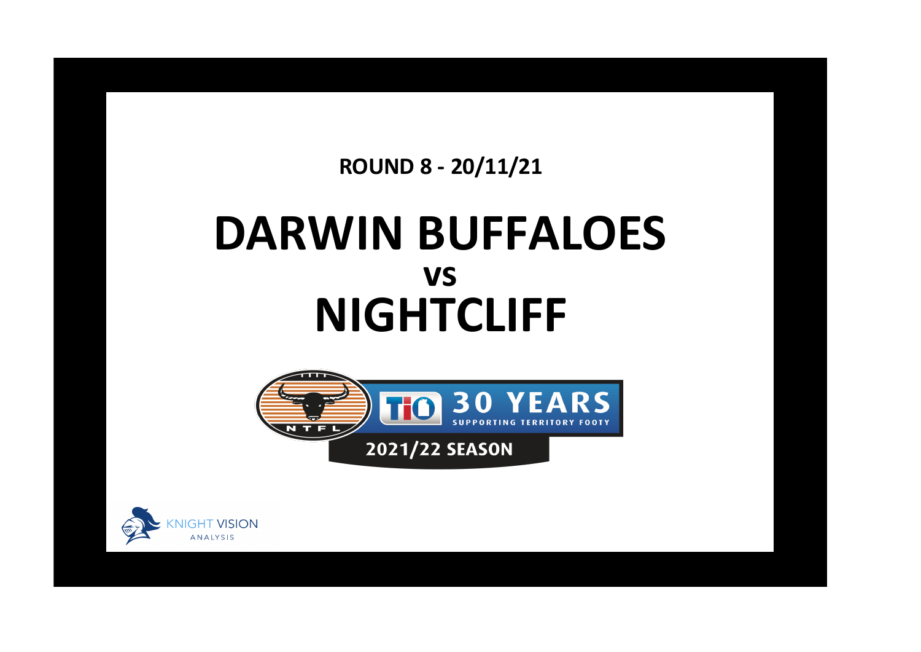**ROUND 8 - 20/11/21**

# DARWIN BUFFALOES
## vs
# NIGHTCLIFF

NTFL

TIO 30 YEARS SUPPORTING TERRITORY FOOTY

2021/22 SEASON

KNIGHT VISION ANALYSIS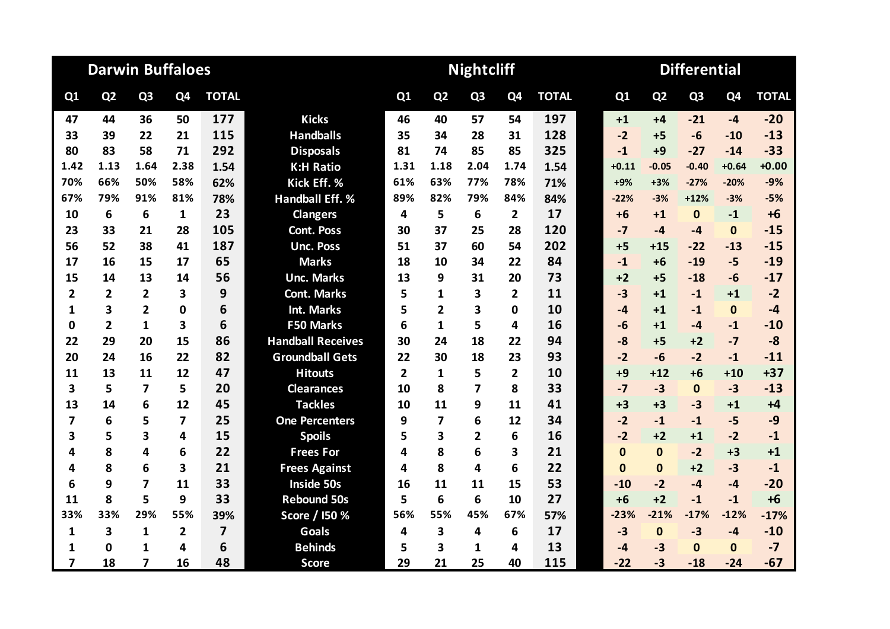| Darwin Buffaloes | | | | | | Nightcliff | | | | | Differential | | | | |
|---|---|---|---|---|---|---|---|---|---|---|---|---|---|---|---|
| Q1 | Q2 | Q3 | Q4 | TOTAL | | Q1 | Q2 | Q3 | Q4 | TOTAL | Q1 | Q2 | Q3 | Q4 | TOTAL |
| 47 | 44 | 36 | 50 | 177 | Kicks | 46 | 40 | 57 | 54 | 197 | +1 | +4 | -21 | -4 | -20 |
| 33 | 39 | 22 | 21 | 115 | Handballs | 35 | 34 | 28 | 31 | 128 | -2 | +5 | -6 | -10 | -13 |
| 80 | 83 | 58 | 71 | 292 | Disposals | 81 | 74 | 85 | 85 | 325 | -1 | +9 | -27 | -14 | -33 |
| 1.42 | 1.13 | 1.64 | 2.38 | 1.54 | K:H Ratio | 1.31 | 1.18 | 2.04 | 1.74 | 1.54 | +0.11 | -0.05 | -0.40 | +0.64 | +0.00 |
| 70% | 66% | 50% | 58% | 62% | Kick Eff. % | 61% | 63% | 77% | 78% | 71% | +9% | +3% | -27% | -20% | -9% |
| 67% | 79% | 91% | 81% | 78% | Handball Eff. % | 89% | 82% | 79% | 84% | 84% | -22% | -3% | +12% | -3% | -5% |
| 10 | 6 | 6 | 1 | 23 | Clangers | 4 | 5 | 6 | 2 | 17 | +6 | +1 | 0 | -1 | +6 |
| 23 | 33 | 21 | 28 | 105 | Cont. Poss | 30 | 37 | 25 | 28 | 120 | -7 | -4 | -4 | 0 | -15 |
| 56 | 52 | 38 | 41 | 187 | Unc. Poss | 51 | 37 | 60 | 54 | 202 | +5 | +15 | -22 | -13 | -15 |
| 17 | 16 | 15 | 17 | 65 | Marks | 18 | 10 | 34 | 22 | 84 | -1 | +6 | -19 | -5 | -19 |
| 15 | 14 | 13 | 14 | 56 | Unc. Marks | 13 | 9 | 31 | 20 | 73 | +2 | +5 | -18 | -6 | -17 |
| 2 | 2 | 2 | 3 | 9 | Cont. Marks | 5 | 1 | 3 | 2 | 11 | -3 | +1 | -1 | +1 | -2 |
| 1 | 3 | 2 | 0 | 6 | Int. Marks | 5 | 2 | 3 | 0 | 10 | -4 | +1 | -1 | 0 | -4 |
| 0 | 2 | 1 | 3 | 6 | F50 Marks | 6 | 1 | 5 | 4 | 16 | -6 | +1 | -4 | -1 | -10 |
| 22 | 29 | 20 | 15 | 86 | Handball Receives | 30 | 24 | 18 | 22 | 94 | -8 | +5 | +2 | -7 | -8 |
| 20 | 24 | 16 | 22 | 82 | Groundball Gets | 22 | 30 | 18 | 23 | 93 | -2 | -6 | -2 | -1 | -11 |
| 11 | 13 | 11 | 12 | 47 | Hitouts | 2 | 1 | 5 | 2 | 10 | +9 | +12 | +6 | +10 | +37 |
| 3 | 5 | 7 | 5 | 20 | Clearances | 10 | 8 | 7 | 8 | 33 | -7 | -3 | 0 | -3 | -13 |
| 13 | 14 | 6 | 12 | 45 | Tackles | 10 | 11 | 9 | 11 | 41 | +3 | +3 | -3 | +1 | +4 |
| 7 | 6 | 5 | 7 | 25 | One Percenters | 9 | 7 | 6 | 12 | 34 | -2 | -1 | -1 | -5 | -9 |
| 3 | 5 | 3 | 4 | 15 | Spoils | 5 | 3 | 2 | 6 | 16 | -2 | +2 | +1 | -2 | -1 |
| 4 | 8 | 4 | 6 | 22 | Frees For | 4 | 8 | 6 | 3 | 21 | 0 | 0 | -2 | +3 | +1 |
| 4 | 8 | 6 | 3 | 21 | Frees Against | 4 | 8 | 4 | 6 | 22 | 0 | 0 | +2 | -3 | -1 |
| 6 | 9 | 7 | 11 | 33 | Inside 50s | 16 | 11 | 11 | 15 | 53 | -10 | -2 | -4 | -4 | -20 |
| 11 | 8 | 5 | 9 | 33 | Rebound 50s | 5 | 6 | 6 | 10 | 27 | +6 | +2 | -1 | -1 | +6 |
| 33% | 33% | 29% | 55% | 39% | Score / I50 % | 56% | 55% | 45% | 67% | 57% | -23% | -21% | -17% | -12% | -17% |
| 1 | 3 | 1 | 2 | 7 | Goals | 4 | 3 | 4 | 6 | 17 | -3 | 0 | -3 | -4 | -10 |
| 1 | 0 | 1 | 4 | 6 | Behinds | 5 | 3 | 1 | 4 | 13 | -4 | -3 | 0 | 0 | -7 |
| 7 | 18 | 7 | 16 | 48 | Score | 29 | 21 | 25 | 40 | 115 | -22 | -3 | -18 | -24 | -67 |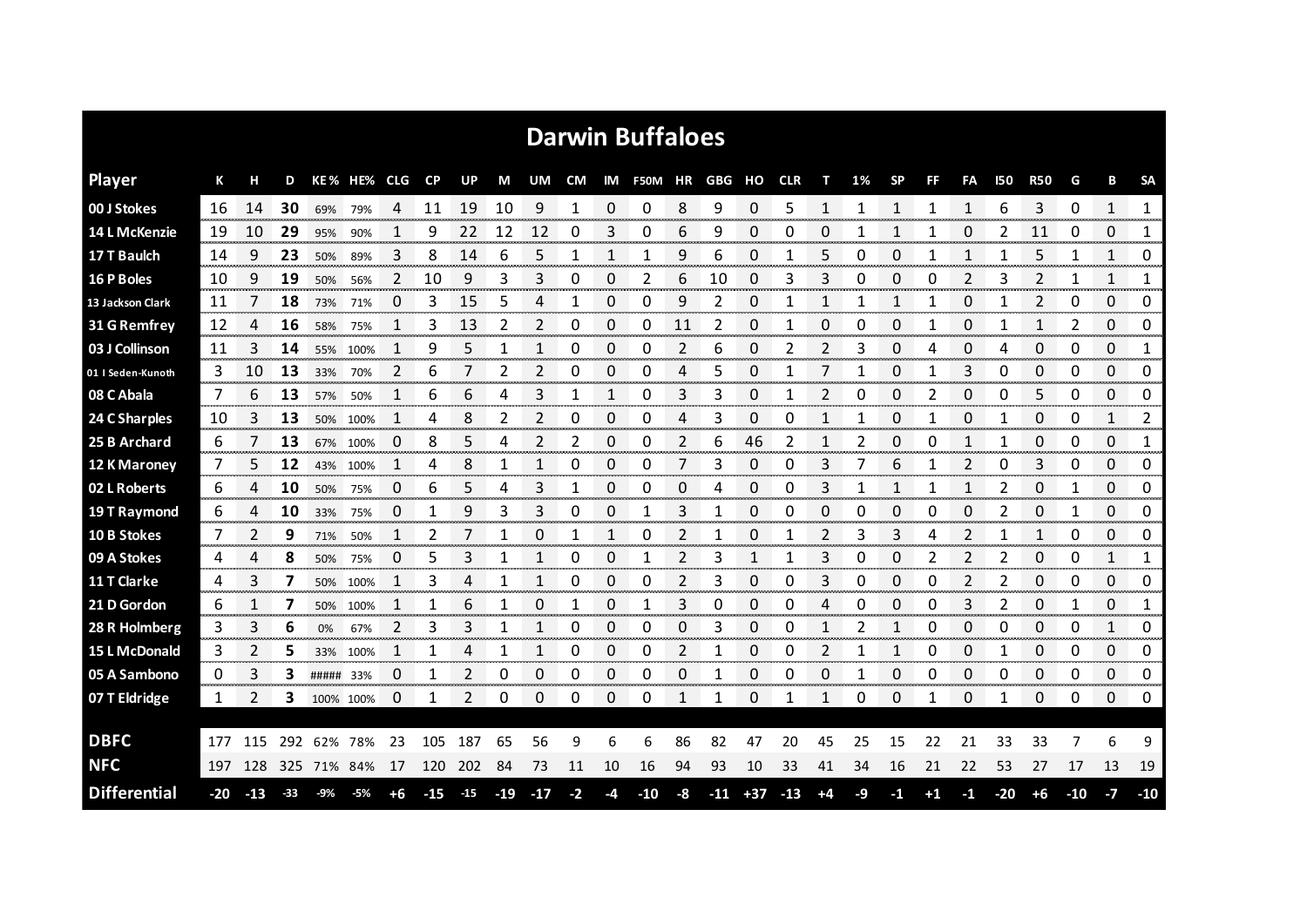# Darwin Buffaloes

| Player | K | H | D | KE % | HE% | CLG | CP | UP | M | UM | CM | IM | F50M | HR | GBG | HO | CLR | T | 1% | SP | FF | FA | I50 | R50 | G | B | SA |
|---|---|---|---|---|---|---|---|---|---|---|---|---|---|---|---|---|---|---|---|---|---|---|---|---|---|---|---|
| 00 J Stokes | 16 | 14 | **30** | 69% | 79% | 4 | 11 | 19 | 10 | 9 | 1 | 0 | 0 | 8 | 9 | 0 | 5 | 1 | 1 | 1 | 1 | 1 | 6 | 3 | 0 | 1 | 1 |
| 14 L McKenzie | 19 | 10 | **29** | 95% | 90% | 1 | 9 | 22 | 12 | 12 | 0 | 3 | 0 | 6 | 9 | 0 | 0 | 0 | 1 | 1 | 1 | 0 | 2 | 11 | 0 | 0 | 1 |
| 17 T Baulch | 14 | 9 | **23** | 50% | 89% | 3 | 8 | 14 | 6 | 5 | 1 | 1 | 1 | 9 | 6 | 0 | 1 | 5 | 0 | 0 | 1 | 1 | 1 | 5 | 1 | 1 | 0 |
| 16 P Boles | 10 | 9 | **19** | 50% | 56% | 2 | 10 | 9 | 3 | 3 | 0 | 0 | 2 | 6 | 10 | 0 | 3 | 3 | 0 | 0 | 0 | 2 | 3 | 2 | 1 | 1 | 1 |
| 13 Jackson Clark | 11 | 7 | **18** | 73% | 71% | 0 | 3 | 15 | 5 | 4 | 1 | 0 | 0 | 9 | 2 | 0 | 1 | 1 | 1 | 1 | 1 | 0 | 1 | 2 | 0 | 0 | 0 |
| 31 G Remfrey | 12 | 4 | **16** | 58% | 75% | 1 | 3 | 13 | 2 | 2 | 0 | 0 | 0 | 11 | 2 | 0 | 1 | 0 | 0 | 0 | 1 | 0 | 1 | 1 | 2 | 0 | 0 |
| 03 J Collinson | 11 | 3 | **14** | 55% | 100% | 1 | 9 | 5 | 1 | 1 | 0 | 0 | 0 | 2 | 6 | 0 | 2 | 2 | 3 | 0 | 4 | 0 | 4 | 0 | 0 | 0 | 1 |
| 01 I Seden-Kunoth | 3 | 10 | **13** | 33% | 70% | 2 | 6 | 7 | 2 | 2 | 0 | 0 | 0 | 4 | 5 | 0 | 1 | 7 | 1 | 0 | 1 | 3 | 0 | 0 | 0 | 0 | 0 |
| 08 C Abala | 7 | 6 | **13** | 57% | 50% | 1 | 6 | 6 | 4 | 3 | 1 | 1 | 0 | 3 | 3 | 0 | 1 | 2 | 0 | 0 | 2 | 0 | 0 | 5 | 0 | 0 | 0 |
| 24 C Sharples | 10 | 3 | **13** | 50% | 100% | 1 | 4 | 8 | 2 | 2 | 0 | 0 | 0 | 4 | 3 | 0 | 0 | 1 | 1 | 0 | 1 | 0 | 1 | 0 | 0 | 1 | 2 |
| 25 B Archard | 6 | 7 | **13** | 67% | 100% | 0 | 8 | 5 | 4 | 2 | 2 | 0 | 0 | 2 | 6 | 46 | 2 | 1 | 2 | 0 | 0 | 1 | 1 | 0 | 0 | 0 | 1 |
| 12 K Maroney | 7 | 5 | **12** | 43% | 100% | 1 | 4 | 8 | 1 | 1 | 0 | 0 | 0 | 7 | 3 | 0 | 0 | 3 | 7 | 6 | 1 | 2 | 0 | 3 | 0 | 0 | 0 |
| 02 L Roberts | 6 | 4 | **10** | 50% | 75% | 0 | 6 | 5 | 4 | 3 | 1 | 0 | 0 | 0 | 4 | 0 | 0 | 3 | 1 | 1 | 1 | 1 | 2 | 0 | 1 | 0 | 0 |
| 19 T Raymond | 6 | 4 | **10** | 33% | 75% | 0 | 1 | 9 | 3 | 3 | 0 | 0 | 1 | 3 | 1 | 0 | 0 | 0 | 0 | 0 | 0 | 0 | 2 | 0 | 1 | 0 | 0 |
| 10 B Stokes | 7 | 2 | **9** | 71% | 50% | 1 | 2 | 7 | 1 | 0 | 1 | 1 | 0 | 2 | 1 | 0 | 1 | 2 | 3 | 3 | 4 | 2 | 1 | 1 | 0 | 0 | 0 |
| 09 A Stokes | 4 | 4 | **8** | 50% | 75% | 0 | 5 | 3 | 1 | 1 | 0 | 0 | 1 | 2 | 3 | 1 | 1 | 3 | 0 | 0 | 2 | 2 | 2 | 0 | 0 | 1 | 1 |
| 11 T Clarke | 4 | 3 | **7** | 50% | 100% | 1 | 3 | 4 | 1 | 1 | 0 | 0 | 0 | 2 | 3 | 0 | 0 | 3 | 0 | 0 | 0 | 2 | 2 | 0 | 0 | 0 | 0 |
| 21 D Gordon | 6 | 1 | **7** | 50% | 100% | 1 | 1 | 6 | 1 | 0 | 1 | 0 | 1 | 3 | 0 | 0 | 0 | 4 | 0 | 0 | 0 | 3 | 2 | 0 | 1 | 0 | 1 |
| 28 R Holmberg | 3 | 3 | **6** | 0% | 67% | 2 | 3 | 3 | 1 | 1 | 0 | 0 | 0 | 0 | 3 | 0 | 0 | 1 | 2 | 1 | 0 | 0 | 0 | 0 | 0 | 1 | 0 |
| 15 L McDonald | 3 | 2 | **5** | 33% | 100% | 1 | 1 | 4 | 1 | 1 | 0 | 0 | 0 | 2 | 1 | 0 | 0 | 2 | 1 | 1 | 0 | 0 | 1 | 0 | 0 | 0 | 0 |
| 05 A Sambono | 0 | 3 | **3** | ##### | 33% | 0 | 1 | 2 | 0 | 0 | 0 | 0 | 0 | 0 | 1 | 0 | 0 | 0 | 1 | 0 | 0 | 0 | 0 | 0 | 0 | 0 | 0 |
| 07 T Eldridge | 1 | 2 | **3** | 100% | 100% | 0 | 1 | 2 | 0 | 0 | 0 | 0 | 0 | 1 | 1 | 0 | 1 | 1 | 0 | 0 | 1 | 0 | 1 | 0 | 0 | 0 | 0 |
| **DBFC** | 177 | 115 | 292 | 62% | 78% | 23 | 105 | 187 | 65 | 56 | 9 | 6 | 6 | 86 | 82 | 47 | 20 | 45 | 25 | 15 | 22 | 21 | 33 | 33 | 7 | 6 | 9 |
| **NFC** | 197 | 128 | 325 | 71% | 84% | 17 | 120 | 202 | 84 | 73 | 11 | 10 | 16 | 94 | 93 | 10 | 33 | 41 | 34 | 16 | 21 | 22 | 53 | 27 | 17 | 13 | 19 |
| **Differential** | -20 | -13 | -33 | -9% | -5% | +6 | -15 | -15 | -19 | -17 | -2 | -4 | -10 | -8 | -11 | +37 | -13 | +4 | -9 | -1 | +1 | -1 | -20 | +6 | -10 | -7 | -10 |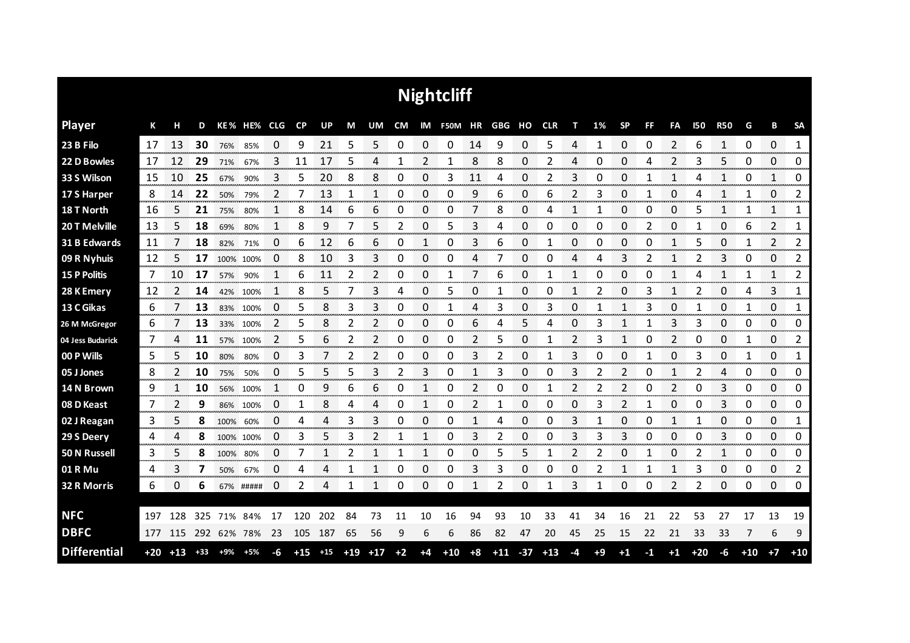# Nightcliff

| Player | K | H | D | KE% | HE% | CLG | CP | UP | M | UM | CM | IM | F50M | HR | GBG | HO | CLR | T | 1% | SP | FF | FA | I50 | R50 | G | B | SA |
|---|---|---|---|---|---|---|---|---|---|---|---|---|---|---|---|---|---|---|---|---|---|---|---|---|---|---|---|
| 23 B Filo | 17 | 13 | 30 | 76% | 85% | 0 | 9 | 21 | 5 | 5 | 0 | 0 | 0 | 14 | 9 | 0 | 5 | 4 | 1 | 0 | 0 | 2 | 6 | 1 | 0 | 0 | 1 |
| 22 D Bowles | 17 | 12 | 29 | 71% | 67% | 3 | 11 | 17 | 5 | 4 | 1 | 2 | 1 | 8 | 8 | 0 | 2 | 4 | 0 | 0 | 4 | 2 | 3 | 5 | 0 | 0 | 0 |
| 33 S Wilson | 15 | 10 | 25 | 67% | 90% | 3 | 5 | 20 | 8 | 8 | 0 | 0 | 3 | 11 | 4 | 0 | 2 | 3 | 0 | 0 | 1 | 1 | 4 | 1 | 0 | 1 | 0 |
| 17 S Harper | 8 | 14 | 22 | 50% | 79% | 2 | 7 | 13 | 1 | 1 | 0 | 0 | 0 | 9 | 6 | 0 | 6 | 2 | 3 | 0 | 1 | 0 | 4 | 1 | 1 | 0 | 2 |
| 18 T North | 16 | 5 | 21 | 75% | 80% | 1 | 8 | 14 | 6 | 6 | 0 | 0 | 0 | 7 | 8 | 0 | 4 | 1 | 1 | 0 | 0 | 0 | 5 | 1 | 1 | 1 | 1 |
| 20 T Melville | 13 | 5 | 18 | 69% | 80% | 1 | 8 | 9 | 7 | 5 | 2 | 0 | 5 | 3 | 4 | 0 | 0 | 0 | 0 | 0 | 2 | 0 | 1 | 0 | 6 | 2 | 1 |
| 31 B Edwards | 11 | 7 | 18 | 82% | 71% | 0 | 6 | 12 | 6 | 6 | 0 | 1 | 0 | 3 | 6 | 0 | 1 | 0 | 0 | 0 | 0 | 1 | 5 | 0 | 1 | 2 | 2 |
| 09 R Nyhuis | 12 | 5 | 17 | 100% | 100% | 0 | 8 | 10 | 3 | 3 | 0 | 0 | 0 | 4 | 7 | 0 | 0 | 4 | 4 | 3 | 2 | 1 | 2 | 3 | 0 | 0 | 2 |
| 15 P Politis | 7 | 10 | 17 | 57% | 90% | 1 | 6 | 11 | 2 | 2 | 0 | 0 | 1 | 7 | 6 | 0 | 1 | 1 | 0 | 0 | 0 | 1 | 4 | 1 | 1 | 1 | 2 |
| 28 K Emery | 12 | 2 | 14 | 42% | 100% | 1 | 8 | 5 | 7 | 3 | 4 | 0 | 5 | 0 | 1 | 0 | 0 | 1 | 2 | 0 | 3 | 1 | 2 | 0 | 4 | 3 | 1 |
| 13 C Gikas | 6 | 7 | 13 | 83% | 100% | 0 | 5 | 8 | 3 | 3 | 0 | 0 | 1 | 4 | 3 | 0 | 3 | 0 | 1 | 1 | 3 | 0 | 1 | 0 | 1 | 0 | 1 |
| 26 M McGregor | 6 | 7 | 13 | 33% | 100% | 2 | 5 | 8 | 2 | 2 | 0 | 0 | 0 | 6 | 4 | 5 | 4 | 0 | 3 | 1 | 1 | 3 | 3 | 0 | 0 | 0 | 0 |
| 04 Jess Budarick | 7 | 4 | 11 | 57% | 100% | 2 | 5 | 6 | 2 | 2 | 0 | 0 | 0 | 2 | 5 | 0 | 1 | 2 | 3 | 1 | 0 | 2 | 0 | 0 | 1 | 0 | 2 |
| 00 P Wills | 5 | 5 | 10 | 80% | 80% | 0 | 3 | 7 | 2 | 2 | 0 | 0 | 0 | 3 | 2 | 0 | 1 | 3 | 0 | 0 | 1 | 0 | 3 | 0 | 1 | 0 | 1 |
| 05 J Jones | 8 | 2 | 10 | 75% | 50% | 0 | 5 | 5 | 5 | 3 | 2 | 3 | 0 | 1 | 3 | 0 | 0 | 3 | 2 | 2 | 0 | 1 | 2 | 4 | 0 | 0 | 0 |
| 14 N Brown | 9 | 1 | 10 | 56% | 100% | 1 | 0 | 9 | 6 | 6 | 0 | 1 | 0 | 2 | 0 | 0 | 1 | 2 | 2 | 2 | 0 | 2 | 0 | 3 | 0 | 0 | 0 |
| 08 D Keast | 7 | 2 | 9 | 86% | 100% | 0 | 1 | 8 | 4 | 4 | 0 | 1 | 0 | 2 | 1 | 0 | 0 | 0 | 3 | 2 | 1 | 0 | 0 | 3 | 0 | 0 | 0 |
| 02 J Reagan | 3 | 5 | 8 | 100% | 60% | 0 | 4 | 4 | 3 | 3 | 0 | 0 | 0 | 1 | 4 | 0 | 0 | 3 | 1 | 0 | 0 | 1 | 1 | 0 | 0 | 0 | 1 |
| 29 S Deery | 4 | 4 | 8 | 100% | 100% | 0 | 3 | 5 | 3 | 2 | 1 | 1 | 0 | 3 | 2 | 0 | 0 | 3 | 3 | 3 | 0 | 0 | 0 | 3 | 0 | 0 | 0 |
| 50 N Russell | 3 | 5 | 8 | 100% | 80% | 0 | 7 | 1 | 2 | 1 | 1 | 1 | 0 | 0 | 5 | 5 | 1 | 2 | 2 | 0 | 1 | 0 | 2 | 1 | 0 | 0 | 0 |
| 01 R Mu | 4 | 3 | 7 | 50% | 67% | 0 | 4 | 4 | 1 | 1 | 0 | 0 | 0 | 3 | 3 | 0 | 0 | 0 | 2 | 1 | 1 | 1 | 3 | 0 | 0 | 0 | 2 |
| 32 R Morris | 6 | 0 | 6 | 67% | ##### | 0 | 2 | 4 | 1 | 1 | 0 | 0 | 0 | 1 | 2 | 0 | 1 | 3 | 1 | 0 | 0 | 2 | 2 | 0 | 0 | 0 | 0 |
| **NFC** | 197 | 128 | 325 | 71% | 84% | 17 | 120 | 202 | 84 | 73 | 11 | 10 | 16 | 94 | 93 | 10 | 33 | 41 | 34 | 16 | 21 | 22 | 53 | 27 | 17 | 13 | 19 |
| **DBFC** | 177 | 115 | 292 | 62% | 78% | 23 | 105 | 187 | 65 | 56 | 9 | 6 | 6 | 86 | 82 | 47 | 20 | 45 | 25 | 15 | 22 | 21 | 33 | 33 | 7 | 6 | 9 |
| **Differential** | +20 | +13 | +33 | +9% | +5% | -6 | +15 | +15 | +19 | +17 | +2 | +4 | +10 | +8 | +11 | -37 | +13 | -4 | +9 | +1 | -1 | +1 | +20 | -6 | +10 | +7 | +10 |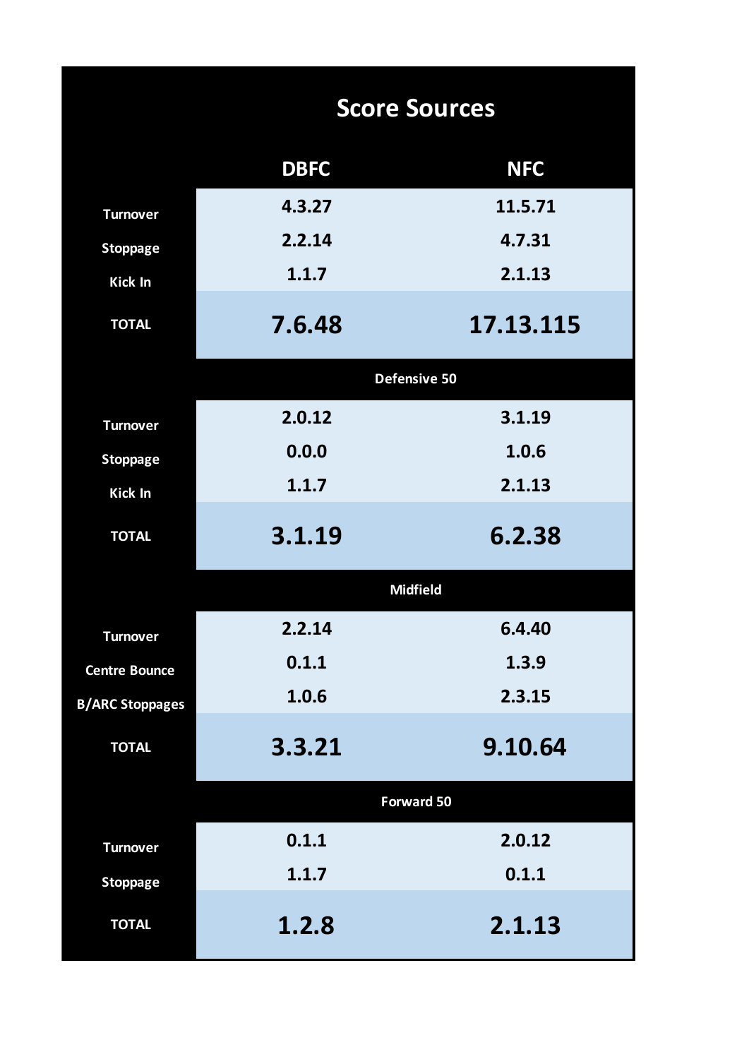## Score Sources

| | DBFC | NFC |
|---|---|---|
| Turnover | 4.3.27 | 11.5.71 |
| Stoppage | 2.2.14 | 4.7.31 |
| Kick In | 1.1.7 | 2.1.13 |
| **TOTAL** | **7.6.48** | **17.13.115** |
| **Defensive 50** | | |
| Turnover | 2.0.12 | 3.1.19 |
| Stoppage | 0.0.0 | 1.0.6 |
| Kick In | 1.1.7 | 2.1.13 |
| **TOTAL** | **3.1.19** | **6.2.38** |
| **Midfield** | | |
| Turnover | 2.2.14 | 6.4.40 |
| Centre Bounce | 0.1.1 | 1.3.9 |
| B/ARC Stoppages | 1.0.6 | 2.3.15 |
| **TOTAL** | **3.3.21** | **9.10.64** |
| **Forward 50** | | |
| Turnover | 0.1.1 | 2.0.12 |
| Stoppage | 1.1.7 | 0.1.1 |
| **TOTAL** | **1.2.8** | **2.1.13** |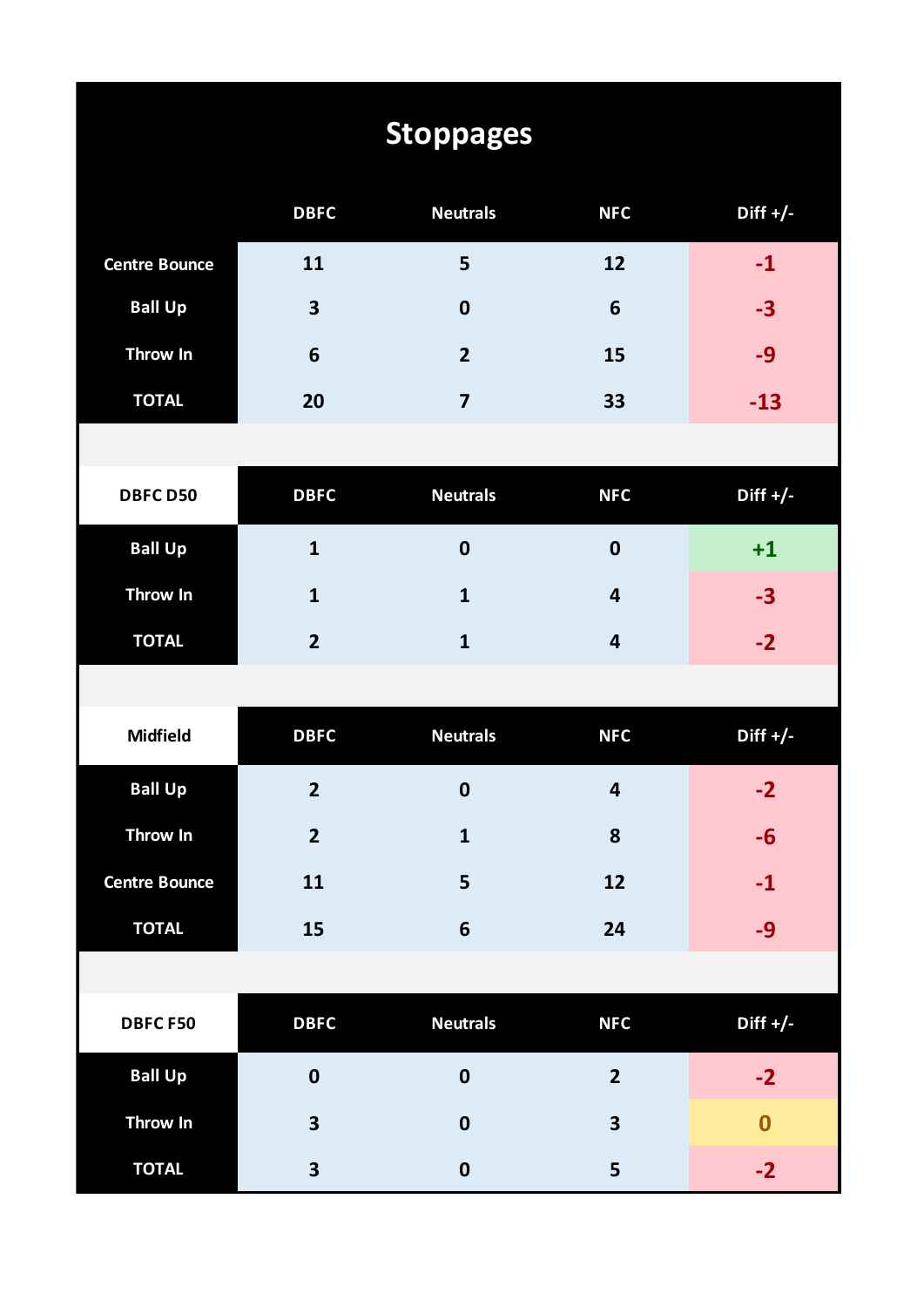# Stoppages

| | DBFC | Neutrals | NFC | Diff +/- |
|---|---|---|---|---|
| Centre Bounce | 11 | 5 | 12 | -1 |
| Ball Up | 3 | 0 | 6 | -3 |
| Throw In | 6 | 2 | 15 | -9 |
| TOTAL | 20 | 7 | 33 | -13 |

| DBFC D50 | DBFC | Neutrals | NFC | Diff +/- |
|---|---|---|---|---|
| Ball Up | 1 | 0 | 0 | +1 |
| Throw In | 1 | 1 | 4 | -3 |
| TOTAL | 2 | 1 | 4 | -2 |

| Midfield | DBFC | Neutrals | NFC | Diff +/- |
|---|---|---|---|---|
| Ball Up | 2 | 0 | 4 | -2 |
| Throw In | 2 | 1 | 8 | -6 |
| Centre Bounce | 11 | 5 | 12 | -1 |
| TOTAL | 15 | 6 | 24 | -9 |

| DBFC F50 | DBFC | Neutrals | NFC | Diff +/- |
|---|---|---|---|---|
| Ball Up | 0 | 0 | 2 | -2 |
| Throw In | 3 | 0 | 3 | 0 |
| TOTAL | 3 | 0 | 5 | -2 |